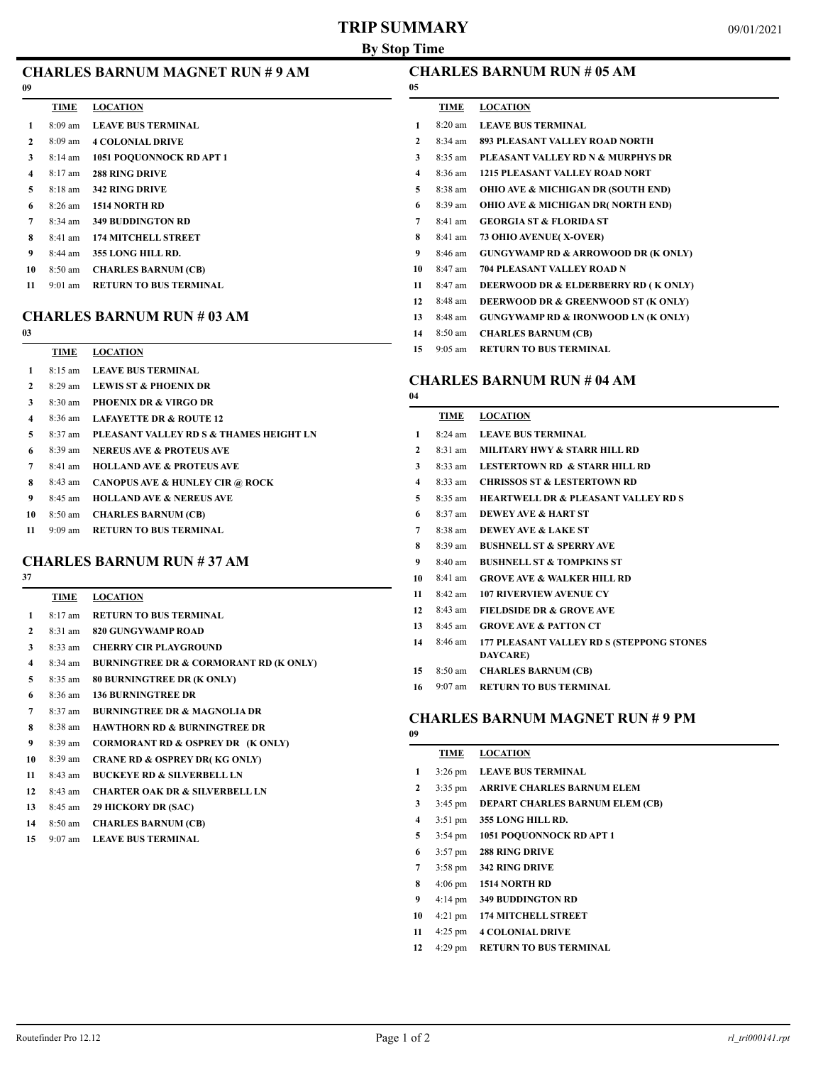# TRIP SUMMARY

**By Stop Time**

09/01/2021

## CHARLES BARNUM MAGNET RUN # 9 AM

09

| | TIME | LOCATION |
|---|---|---|
| 1 | 8:09 am | LEAVE BUS TERMINAL |
| 2 | 8:09 am | 4 COLONIAL DRIVE |
| 3 | 8:14 am | 1051 POQUONNOCK RD APT 1 |
| 4 | 8:17 am | 288 RING DRIVE |
| 5 | 8:18 am | 342 RING DRIVE |
| 6 | 8:26 am | 1514 NORTH RD |
| 7 | 8:34 am | 349 BUDDINGTON RD |
| 8 | 8:41 am | 174 MITCHELL STREET |
| 9 | 8:44 am | 355 LONG HILL RD. |
| 10 | 8:50 am | CHARLES BARNUM (CB) |
| 11 | 9:01 am | RETURN TO BUS TERMINAL |

## CHARLES BARNUM RUN # 03 AM

03

| | TIME | LOCATION |
|---|---|---|
| 1 | 8:15 am | LEAVE BUS TERMINAL |
| 2 | 8:29 am | LEWIS ST & PHOENIX DR |
| 3 | 8:30 am | PHOENIX DR & VIRGO DR |
| 4 | 8:36 am | LAFAYETTE DR & ROUTE 12 |
| 5 | 8:37 am | PLEASANT VALLEY RD S & THAMES HEIGHT LN |
| 6 | 8:39 am | NEREUS AVE & PROTEUS AVE |
| 7 | 8:41 am | HOLLAND AVE & PROTEUS AVE |
| 8 | 8:43 am | CANOPUS AVE & HUNLEY CIR @ ROCK |
| 9 | 8:45 am | HOLLAND AVE & NEREUS AVE |
| 10 | 8:50 am | CHARLES BARNUM (CB) |
| 11 | 9:09 am | RETURN TO BUS TERMINAL |

## CHARLES BARNUM RUN # 37 AM

37

| | TIME | LOCATION |
|---|---|---|
| 1 | 8:17 am | RETURN TO BUS TERMINAL |
| 2 | 8:31 am | 820 GUNGYWAMP ROAD |
| 3 | 8:33 am | CHERRY CIR PLAYGROUND |
| 4 | 8:34 am | BURNINGTREE DR & CORMORANT RD (K ONLY) |
| 5 | 8:35 am | 80 BURNINGTREE DR (K ONLY) |
| 6 | 8:36 am | 136 BURNINGTREE DR |
| 7 | 8:37 am | BURNINGTREE DR & MAGNOLIA DR |
| 8 | 8:38 am | HAWTHORN RD & BURNINGTREE DR |
| 9 | 8:39 am | CORMORANT RD & OSPREY DR (K ONLY) |
| 10 | 8:39 am | CRANE RD & OSPREY DR( KG ONLY) |
| 11 | 8:43 am | BUCKEYE RD & SILVERBELL LN |
| 12 | 8:43 am | CHARTER OAK DR & SILVERBELL LN |
| 13 | 8:45 am | 29 HICKORY DR (SAC) |
| 14 | 8:50 am | CHARLES BARNUM (CB) |
| 15 | 9:07 am | LEAVE BUS TERMINAL |

## CHARLES BARNUM RUN # 05 AM

05

| | TIME | LOCATION |
|---|---|---|
| 1 | 8:20 am | LEAVE BUS TERMINAL |
| 2 | 8:34 am | 893 PLEASANT VALLEY ROAD NORTH |
| 3 | 8:35 am | PLEASANT VALLEY RD N & MURPHYS DR |
| 4 | 8:36 am | 1215 PLEASANT VALLEY ROAD NORT |
| 5 | 8:38 am | OHIO AVE & MICHIGAN DR (SOUTH END) |
| 6 | 8:39 am | OHIO AVE & MICHIGAN DR( NORTH END) |
| 7 | 8:41 am | GEORGIA ST & FLORIDA ST |
| 8 | 8:41 am | 73 OHIO AVENUE( X-OVER) |
| 9 | 8:46 am | GUNGYWAMP RD & ARROWOOD DR (K ONLY) |
| 10 | 8:47 am | 704 PLEASANT VALLEY ROAD N |
| 11 | 8:47 am | DEERWOOD DR & ELDERBERRY RD ( K ONLY) |
| 12 | 8:48 am | DEERWOOD DR & GREENWOOD ST (K ONLY) |
| 13 | 8:48 am | GUNGYWAMP RD & IRONWOOD LN (K ONLY) |
| 14 | 8:50 am | CHARLES BARNUM (CB) |
| 15 | 9:05 am | RETURN TO BUS TERMINAL |

## CHARLES BARNUM RUN # 04 AM

04

| | TIME | LOCATION |
|---|---|---|
| 1 | 8:24 am | LEAVE BUS TERMINAL |
| 2 | 8:31 am | MILITARY HWY & STARR HILL RD |
| 3 | 8:33 am | LESTERTOWN RD & STARR HILL RD |
| 4 | 8:33 am | CHRISSOS ST & LESTERTOWN RD |
| 5 | 8:35 am | HEARTWELL DR & PLEASANT VALLEY RD S |
| 6 | 8:37 am | DEWEY AVE & HART ST |
| 7 | 8:38 am | DEWEY AVE & LAKE ST |
| 8 | 8:39 am | BUSHNELL ST & SPERRY AVE |
| 9 | 8:40 am | BUSHNELL ST & TOMPKINS ST |
| 10 | 8:41 am | GROVE AVE & WALKER HILL RD |
| 11 | 8:42 am | 107 RIVERVIEW AVENUE CY |
| 12 | 8:43 am | FIELDSIDE DR & GROVE AVE |
| 13 | 8:45 am | GROVE AVE & PATTON CT |
| 14 | 8:46 am | 177 PLEASANT VALLEY RD S (STEPPONG STONES DAYCARE) |
| 15 | 8:50 am | CHARLES BARNUM (CB) |
| 16 | 9:07 am | RETURN TO BUS TERMINAL |

## CHARLES BARNUM MAGNET RUN # 9 PM

09

| | TIME | LOCATION |
|---|---|---|
| 1 | 3:26 pm | LEAVE BUS TERMINAL |
| 2 | 3:35 pm | ARRIVE CHARLES BARNUM ELEM |
| 3 | 3:45 pm | DEPART CHARLES BARNUM ELEM (CB) |
| 4 | 3:51 pm | 355 LONG HILL RD. |
| 5 | 3:54 pm | 1051 POQUONNOCK RD APT 1 |
| 6 | 3:57 pm | 288 RING DRIVE |
| 7 | 3:58 pm | 342 RING DRIVE |
| 8 | 4:06 pm | 1514 NORTH RD |
| 9 | 4:14 pm | 349 BUDDINGTON RD |
| 10 | 4:21 pm | 174 MITCHELL STREET |
| 11 | 4:25 pm | 4 COLONIAL DRIVE |
| 12 | 4:29 pm | RETURN TO BUS TERMINAL |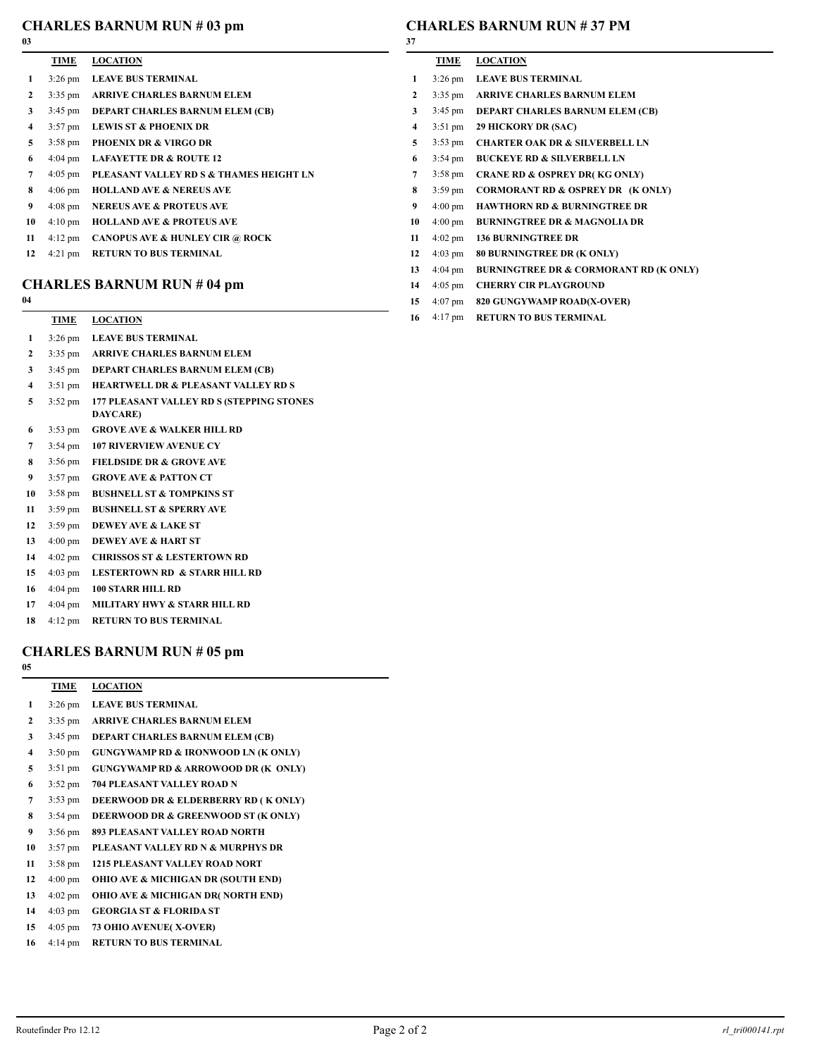## CHARLES BARNUM RUN # 03 pm

03

| | TIME | LOCATION |
|---|---|---|
| 1 | 3:26 pm | LEAVE BUS TERMINAL |
| 2 | 3:35 pm | ARRIVE CHARLES BARNUM ELEM |
| 3 | 3:45 pm | DEPART CHARLES BARNUM ELEM (CB) |
| 4 | 3:57 pm | LEWIS ST & PHOENIX DR |
| 5 | 3:58 pm | PHOENIX DR & VIRGO DR |
| 6 | 4:04 pm | LAFAYETTE DR & ROUTE 12 |
| 7 | 4:05 pm | PLEASANT VALLEY RD S & THAMES HEIGHT LN |
| 8 | 4:06 pm | HOLLAND AVE & NEREUS AVE |
| 9 | 4:08 pm | NEREUS AVE & PROTEUS AVE |
| 10 | 4:10 pm | HOLLAND AVE & PROTEUS AVE |
| 11 | 4:12 pm | CANOPUS AVE & HUNLEY CIR @ ROCK |
| 12 | 4:21 pm | RETURN TO BUS TERMINAL |

## CHARLES BARNUM RUN # 04 pm

04

| | TIME | LOCATION |
|---|---|---|
| 1 | 3:26 pm | LEAVE BUS TERMINAL |
| 2 | 3:35 pm | ARRIVE CHARLES BARNUM ELEM |
| 3 | 3:45 pm | DEPART CHARLES BARNUM ELEM (CB) |
| 4 | 3:51 pm | HEARTWELL DR & PLEASANT VALLEY RD S |
| 5 | 3:52 pm | 177 PLEASANT VALLEY RD S (STEPPING STONES DAYCARE) |
| 6 | 3:53 pm | GROVE AVE & WALKER HILL RD |
| 7 | 3:54 pm | 107 RIVERVIEW AVENUE CY |
| 8 | 3:56 pm | FIELDSIDE DR & GROVE AVE |
| 9 | 3:57 pm | GROVE AVE & PATTON CT |
| 10 | 3:58 pm | BUSHNELL ST & TOMPKINS ST |
| 11 | 3:59 pm | BUSHNELL ST & SPERRY AVE |
| 12 | 3:59 pm | DEWEY AVE & LAKE ST |
| 13 | 4:00 pm | DEWEY AVE & HART ST |
| 14 | 4:02 pm | CHRISSOS ST & LESTERTOWN RD |
| 15 | 4:03 pm | LESTERTOWN RD & STARR HILL RD |
| 16 | 4:04 pm | 100 STARR HILL RD |
| 17 | 4:04 pm | MILITARY HWY & STARR HILL RD |
| 18 | 4:12 pm | RETURN TO BUS TERMINAL |

## CHARLES BARNUM RUN # 05 pm

05

| | TIME | LOCATION |
|---|---|---|
| 1 | 3:26 pm | LEAVE BUS TERMINAL |
| 2 | 3:35 pm | ARRIVE CHARLES BARNUM ELEM |
| 3 | 3:45 pm | DEPART CHARLES BARNUM ELEM (CB) |
| 4 | 3:50 pm | GUNGYWAMP RD & IRONWOOD LN (K ONLY) |
| 5 | 3:51 pm | GUNGYWAMP RD & ARROWOOD DR (K ONLY) |
| 6 | 3:52 pm | 704 PLEASANT VALLEY ROAD N |
| 7 | 3:53 pm | DEERWOOD DR & ELDERBERRY RD ( K ONLY) |
| 8 | 3:54 pm | DEERWOOD DR & GREENWOOD ST (K ONLY) |
| 9 | 3:56 pm | 893 PLEASANT VALLEY ROAD NORTH |
| 10 | 3:57 pm | PLEASANT VALLEY RD N & MURPHYS DR |
| 11 | 3:58 pm | 1215 PLEASANT VALLEY ROAD NORT |
| 12 | 4:00 pm | OHIO AVE & MICHIGAN DR (SOUTH END) |
| 13 | 4:02 pm | OHIO AVE & MICHIGAN DR( NORTH END) |
| 14 | 4:03 pm | GEORGIA ST & FLORIDA ST |
| 15 | 4:05 pm | 73 OHIO AVENUE( X-OVER) |
| 16 | 4:14 pm | RETURN TO BUS TERMINAL |

## CHARLES BARNUM RUN # 37 PM

37

| | TIME | LOCATION |
|---|---|---|
| 1 | 3:26 pm | LEAVE BUS TERMINAL |
| 2 | 3:35 pm | ARRIVE CHARLES BARNUM ELEM |
| 3 | 3:45 pm | DEPART CHARLES BARNUM ELEM (CB) |
| 4 | 3:51 pm | 29 HICKORY DR (SAC) |
| 5 | 3:53 pm | CHARTER OAK DR & SILVERBELL LN |
| 6 | 3:54 pm | BUCKEYE RD & SILVERBELL LN |
| 7 | 3:58 pm | CRANE RD & OSPREY DR( KG ONLY) |
| 8 | 3:59 pm | CORMORANT RD & OSPREY DR (K ONLY) |
| 9 | 4:00 pm | HAWTHORN RD & BURNINGTREE DR |
| 10 | 4:00 pm | BURNINGTREE DR & MAGNOLIA DR |
| 11 | 4:02 pm | 136 BURNINGTREE DR |
| 12 | 4:03 pm | 80 BURNINGTREE DR (K ONLY) |
| 13 | 4:04 pm | BURNINGTREE DR & CORMORANT RD (K ONLY) |
| 14 | 4:05 pm | CHERRY CIR PLAYGROUND |
| 15 | 4:07 pm | 820 GUNGYWAMP ROAD(X-OVER) |
| 16 | 4:17 pm | RETURN TO BUS TERMINAL |